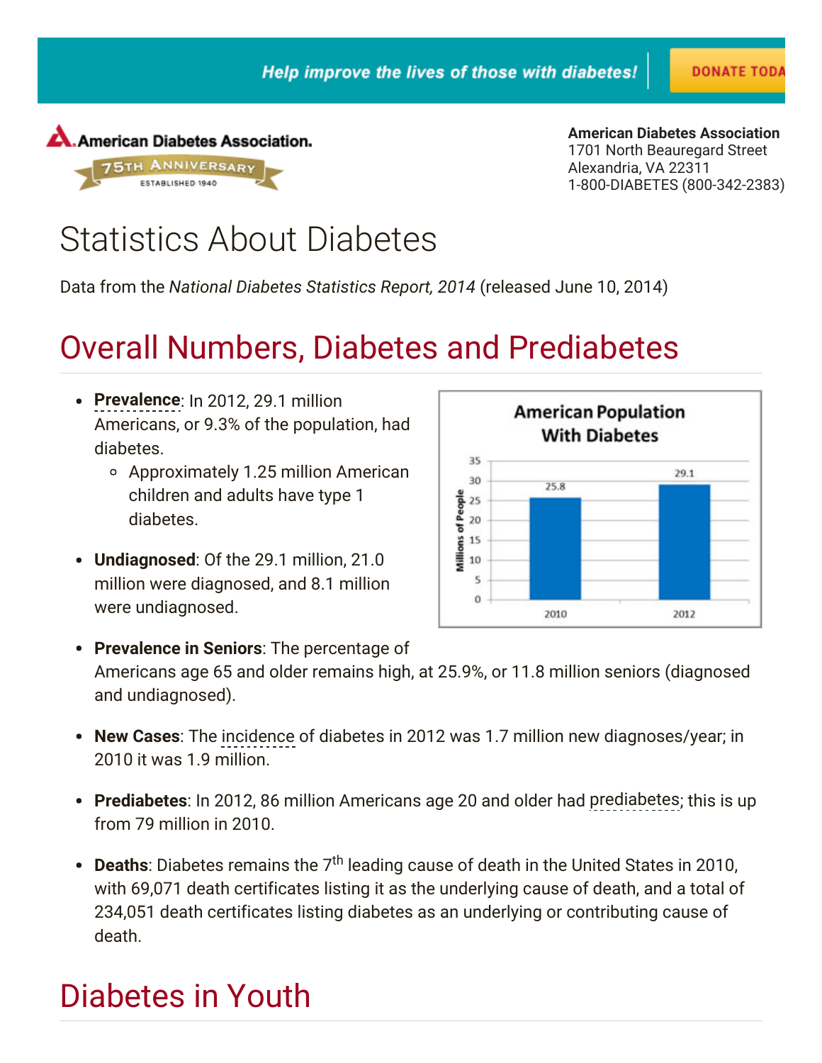Help improve the lives of those with diabetes! DONATE TODA

**American Diabetes Association**
1701 North Beauregard Street
Alexandria, VA 22311
1-800-DIABETES (800-342-2383)

# Statistics About Diabetes

Data from the *National Diabetes Statistics Report, 2014* (released June 10, 2014)

## Overall Numbers, Diabetes and Prediabetes

- **Prevalence**: In 2012, 29.1 million Americans, or 9.3% of the population, had diabetes.
  - Approximately 1.25 million American children and adults have type 1 diabetes.
- **Undiagnosed**: Of the 29.1 million, 21.0 million were diagnosed, and 8.1 million were undiagnosed.

**American Population With Diabetes**

| Year | Millions of People |
|---|---|
| 2010 | 25.8 |
| 2012 | 29.1 |

- **Prevalence in Seniors**: The percentage of Americans age 65 and older remains high, at 25.9%, or 11.8 million seniors (diagnosed and undiagnosed).
- **New Cases**: The incidence of diabetes in 2012 was 1.7 million new diagnoses/year; in 2010 it was 1.9 million.
- **Prediabetes**: In 2012, 86 million Americans age 20 and older had prediabetes; this is up from 79 million in 2010.
- **Deaths**: Diabetes remains the 7th leading cause of death in the United States in 2010, with 69,071 death certificates listing it as the underlying cause of death, and a total of 234,051 death certificates listing diabetes as an underlying or contributing cause of death.

## Diabetes in Youth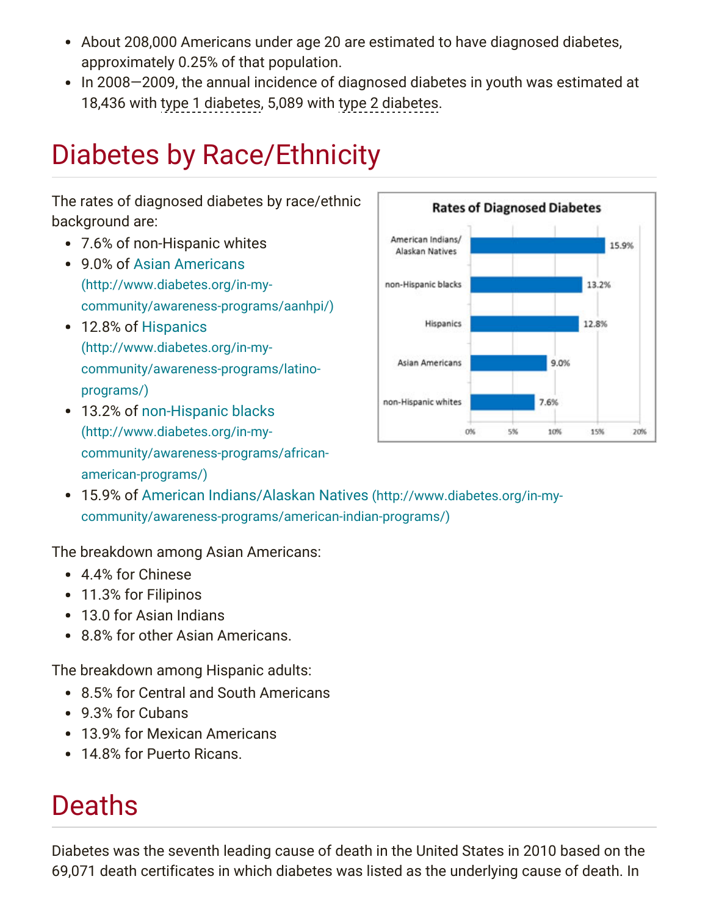- About 208,000 Americans under age 20 are estimated to have diagnosed diabetes, approximately 0.25% of that population.
- In 2008—2009, the annual incidence of diagnosed diabetes in youth was estimated at 18,436 with type 1 diabetes, 5,089 with type 2 diabetes.

# Diabetes by Race/Ethnicity

The rates of diagnosed diabetes by race/ethnic background are:

- 7.6% of non-Hispanic whites
- 9.0% of Asian Americans (http://www.diabetes.org/in-my-community/awareness-programs/aanhpi/)
- 12.8% of Hispanics (http://www.diabetes.org/in-my-community/awareness-programs/latino-programs/)
- 13.2% of non-Hispanic blacks (http://www.diabetes.org/in-my-community/awareness-programs/african-american-programs/)
- 15.9% of American Indians/Alaskan Natives (http://www.diabetes.org/in-my-community/awareness-programs/american-indian-programs/)

**Rates of Diagnosed Diabetes**

| Group | Rate |
|---|---|
| American Indians/ Alaskan Natives | 15.9% |
| non-Hispanic blacks | 13.2% |
| Hispanics | 12.8% |
| Asian Americans | 9.0% |
| non-Hispanic whites | 7.6% |

The breakdown among Asian Americans:

- 4.4% for Chinese
- 11.3% for Filipinos
- 13.0 for Asian Indians
- 8.8% for other Asian Americans.

The breakdown among Hispanic adults:

- 8.5% for Central and South Americans
- 9.3% for Cubans
- 13.9% for Mexican Americans
- 14.8% for Puerto Ricans.

# Deaths

Diabetes was the seventh leading cause of death in the United States in 2010 based on the 69,071 death certificates in which diabetes was listed as the underlying cause of death. In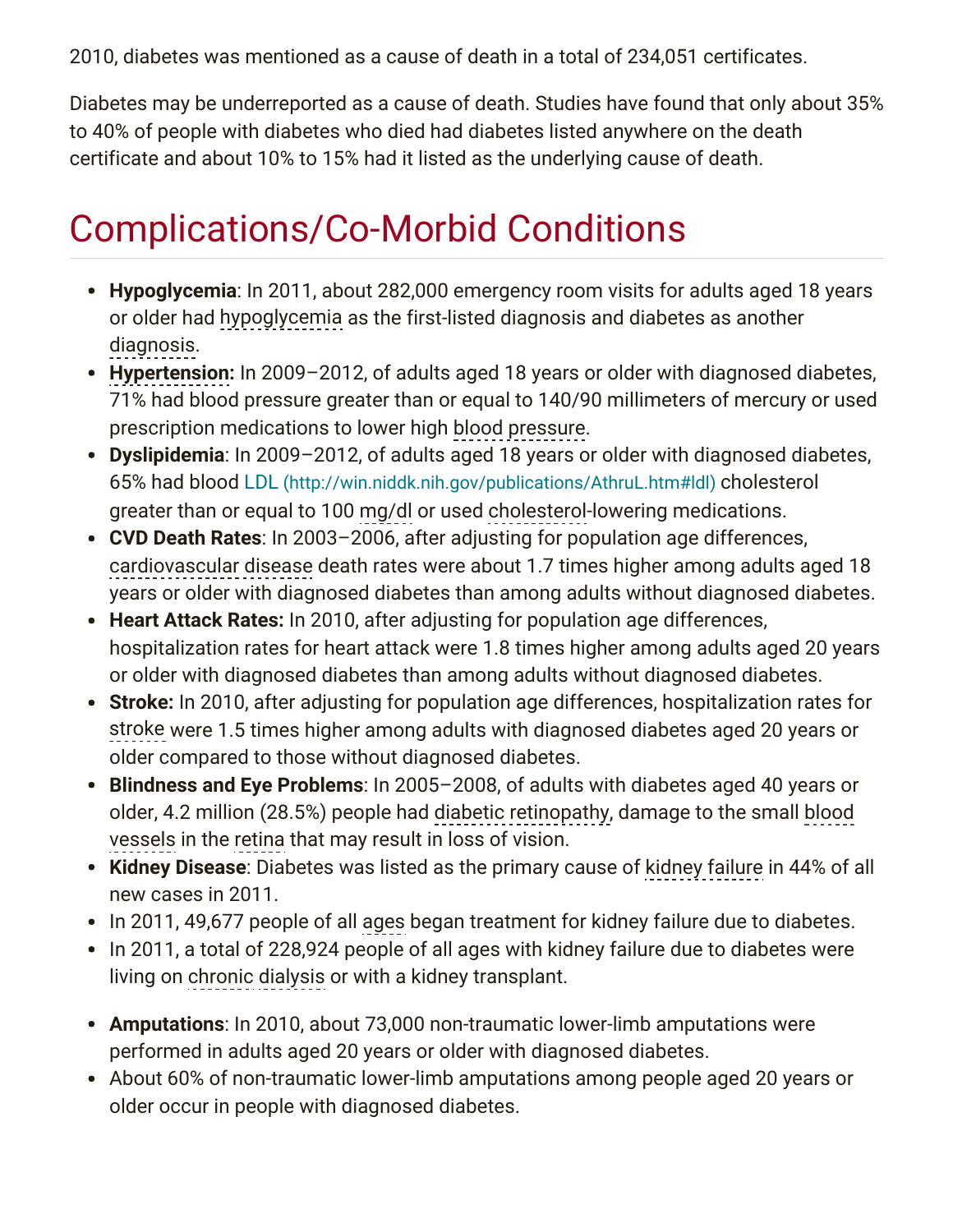2010, diabetes was mentioned as a cause of death in a total of 234,051 certificates.

Diabetes may be underreported as a cause of death. Studies have found that only about 35% to 40% of people with diabetes who died had diabetes listed anywhere on the death certificate and about 10% to 15% had it listed as the underlying cause of death.

# Complications/Co-Morbid Conditions

- **Hypoglycemia**: In 2011, about 282,000 emergency room visits for adults aged 18 years or older had hypoglycemia as the first-listed diagnosis and diabetes as another diagnosis.
- **Hypertension:** In 2009–2012, of adults aged 18 years or older with diagnosed diabetes, 71% had blood pressure greater than or equal to 140/90 millimeters of mercury or used prescription medications to lower high blood pressure.
- **Dyslipidemia**: In 2009–2012, of adults aged 18 years or older with diagnosed diabetes, 65% had blood LDL (http://win.niddk.nih.gov/publications/AthruL.htm#ldl) cholesterol greater than or equal to 100 mg/dl or used cholesterol-lowering medications.
- **CVD Death Rates**: In 2003–2006, after adjusting for population age differences, cardiovascular disease death rates were about 1.7 times higher among adults aged 18 years or older with diagnosed diabetes than among adults without diagnosed diabetes.
- **Heart Attack Rates:** In 2010, after adjusting for population age differences, hospitalization rates for heart attack were 1.8 times higher among adults aged 20 years or older with diagnosed diabetes than among adults without diagnosed diabetes.
- **Stroke:** In 2010, after adjusting for population age differences, hospitalization rates for stroke were 1.5 times higher among adults with diagnosed diabetes aged 20 years or older compared to those without diagnosed diabetes.
- **Blindness and Eye Problems**: In 2005–2008, of adults with diabetes aged 40 years or older, 4.2 million (28.5%) people had diabetic retinopathy, damage to the small blood vessels in the retina that may result in loss of vision.
- **Kidney Disease**: Diabetes was listed as the primary cause of kidney failure in 44% of all new cases in 2011.
- In 2011, 49,677 people of all ages began treatment for kidney failure due to diabetes.
- In 2011, a total of 228,924 people of all ages with kidney failure due to diabetes were living on chronic dialysis or with a kidney transplant.

- **Amputations**: In 2010, about 73,000 non-traumatic lower-limb amputations were performed in adults aged 20 years or older with diagnosed diabetes.
- About 60% of non-traumatic lower-limb amputations among people aged 20 years or older occur in people with diagnosed diabetes.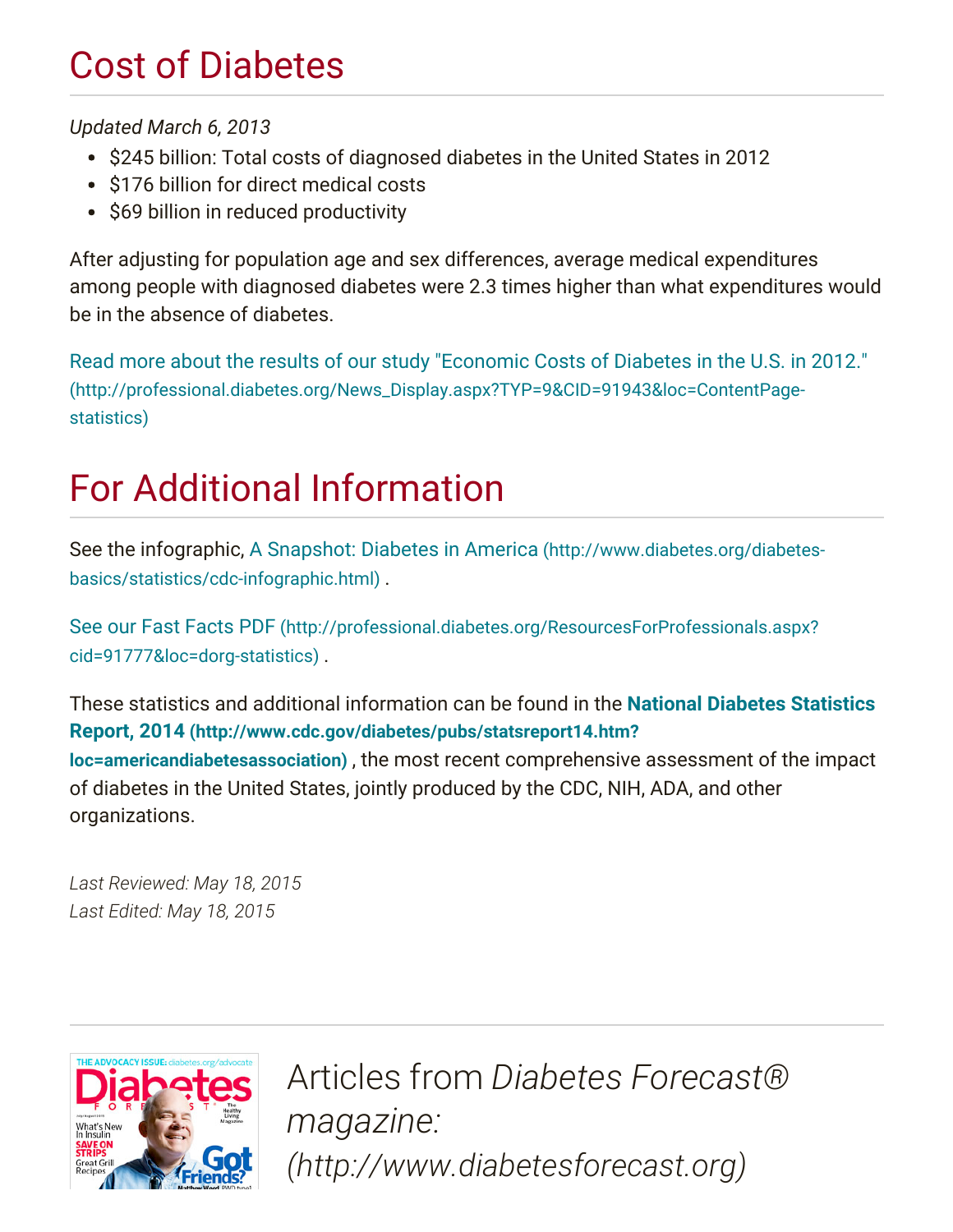## Cost of Diabetes

*Updated March 6, 2013*

- $245 billion: Total costs of diagnosed diabetes in the United States in 2012
- $176 billion for direct medical costs
- $69 billion in reduced productivity

After adjusting for population age and sex differences, average medical expenditures among people with diagnosed diabetes were 2.3 times higher than what expenditures would be in the absence of diabetes.

Read more about the results of our study "Economic Costs of Diabetes in the U.S. in 2012." (http://professional.diabetes.org/News_Display.aspx?TYP=9&CID=91943&loc=ContentPage-statistics)

## For Additional Information

See the infographic, A Snapshot: Diabetes in America (http://www.diabetes.org/diabetes-basics/statistics/cdc-infographic.html) .

See our Fast Facts PDF (http://professional.diabetes.org/ResourcesForProfessionals.aspx?cid=91777&loc=dorg-statistics) .

These statistics and additional information can be found in the **National Diabetes Statistics Report, 2014 (http://www.cdc.gov/diabetes/pubs/statsreport14.htm?loc=americandiabetesassociation)** , the most recent comprehensive assessment of the impact of diabetes in the United States, jointly produced by the CDC, NIH, ADA, and other organizations.

*Last Reviewed: May 18, 2015*
*Last Edited: May 18, 2015*

Articles from *Diabetes Forecast® magazine: (http://www.diabetesforecast.org)*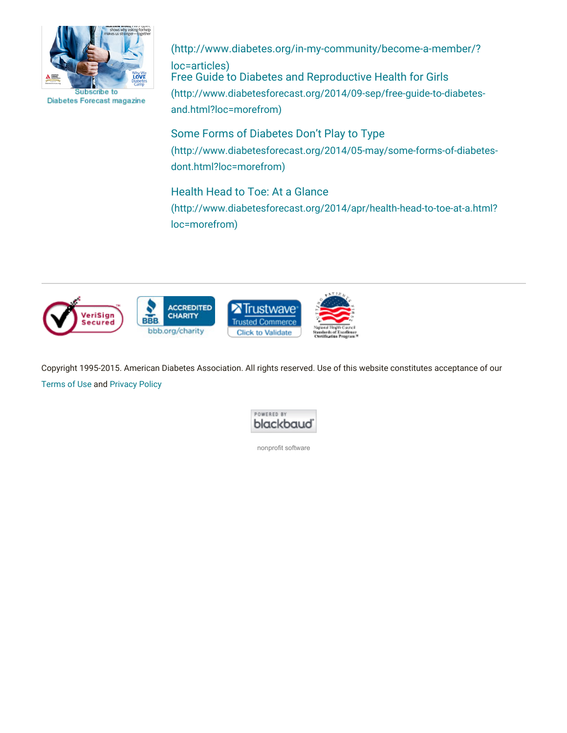Subscribe to Diabetes Forecast magazine

(http://www.diabetes.org/in-my-community/become-a-member/?loc=articles)

Free Guide to Diabetes and Reproductive Health for Girls
(http://www.diabetesforecast.org/2014/09-sep/free-guide-to-diabetes-and.html?loc=morefrom)

Some Forms of Diabetes Don't Play to Type
(http://www.diabetesforecast.org/2014/05-may/some-forms-of-diabetes-dont.html?loc=morefrom)

Health Head to Toe: At a Glance
(http://www.diabetesforecast.org/2014/apr/health-head-to-toe-at-a.html?loc=morefrom)

---

Copyright 1995-2015. American Diabetes Association. All rights reserved. Use of this website constitutes acceptance of our Terms of Use and Privacy Policy

nonprofit software